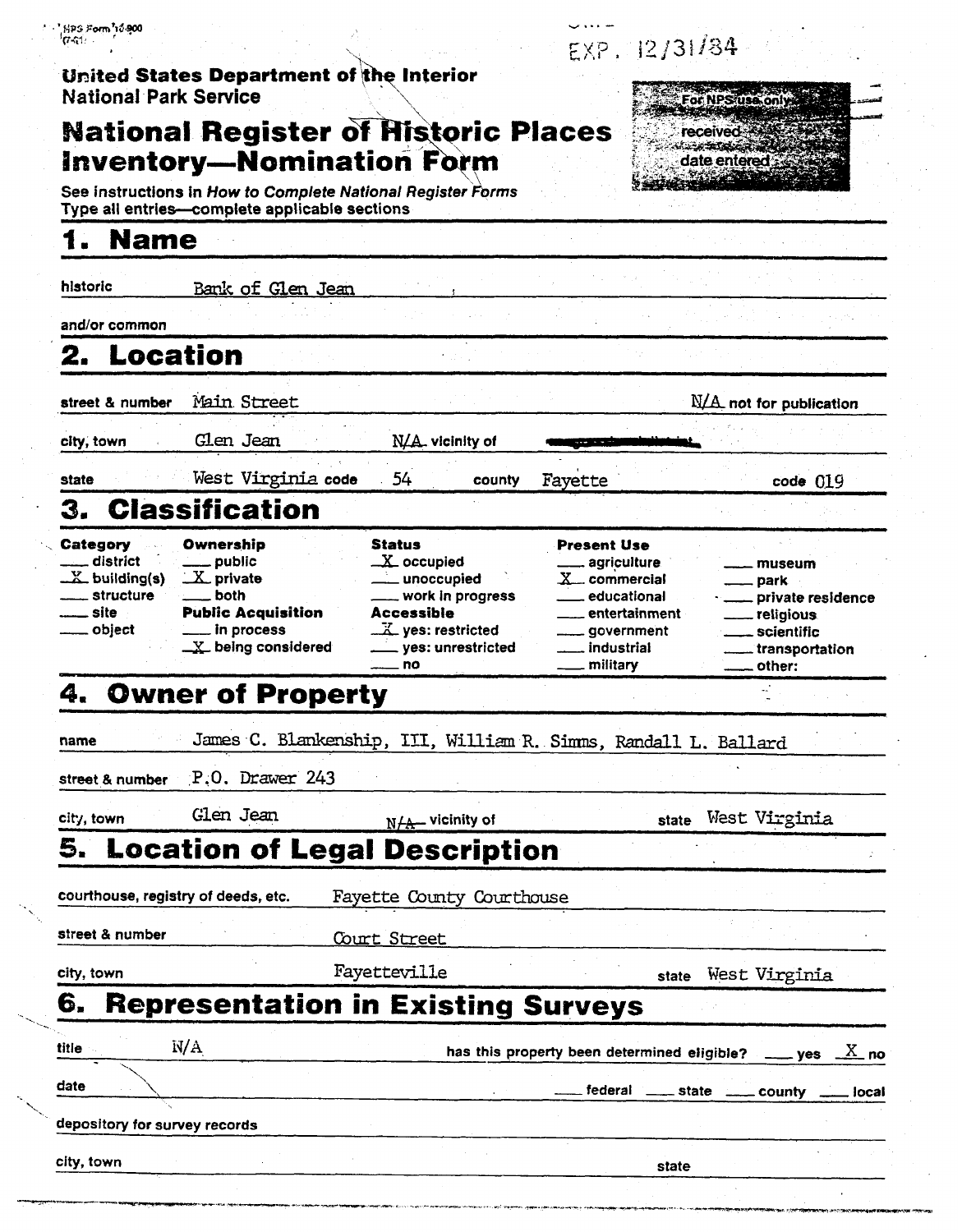NPS Form 10-900
(7-81)

EXP. 12/31/84

United States Department of the Interior
National Park Service

# National Register of Historic Places Inventory—Nomination Form

For NPS use only
received
date entered

See instructions in *How to Complete National Register Forms*
Type all entries—complete applicable sections

## 1. Name

historic Bank of Glen Jean

and/or common

## 2. Location

street & number Main Street — N/A not for publication

city, town Glen Jean — N/A vicinity of

state West Virginia code 54 county Fayette code 019

## 3. Classification

| Category | Ownership | Status | Present Use | |
|---|---|---|---|---|
| ___ district | ___ public | X occupied | ___ agriculture | ___ museum |
| X building(s) | X private | ___ unoccupied | X commercial | ___ park |
| ___ structure | ___ both | ___ work in progress | ___ educational | ___ private residence |
| ___ site | **Public Acquisition** | **Accessible** | ___ entertainment | ___ religious |
| ___ object | ___ in process | X yes: restricted | ___ government | ___ scientific |
| | X being considered | ___ yes: unrestricted | ___ industrial | ___ transportation |
| | | ___ no | ___ military | ___ other: |

## 4. Owner of Property

name James C. Blankenship, III, William R. Simms, Randall L. Ballard

street & number P.O. Drawer 243

city, town Glen Jean — N/A vicinity of — state West Virginia

## 5. Location of Legal Description

courthouse, registry of deeds, etc. Fayette County Courthouse

street & number Court Street

city, town Fayetteville — state West Virginia

## 6. Representation in Existing Surveys

title N/A — has this property been determined eligible? ___ yes X no

date — ___ federal ___ state ___ county ___ local

depository for survey records

city, town — state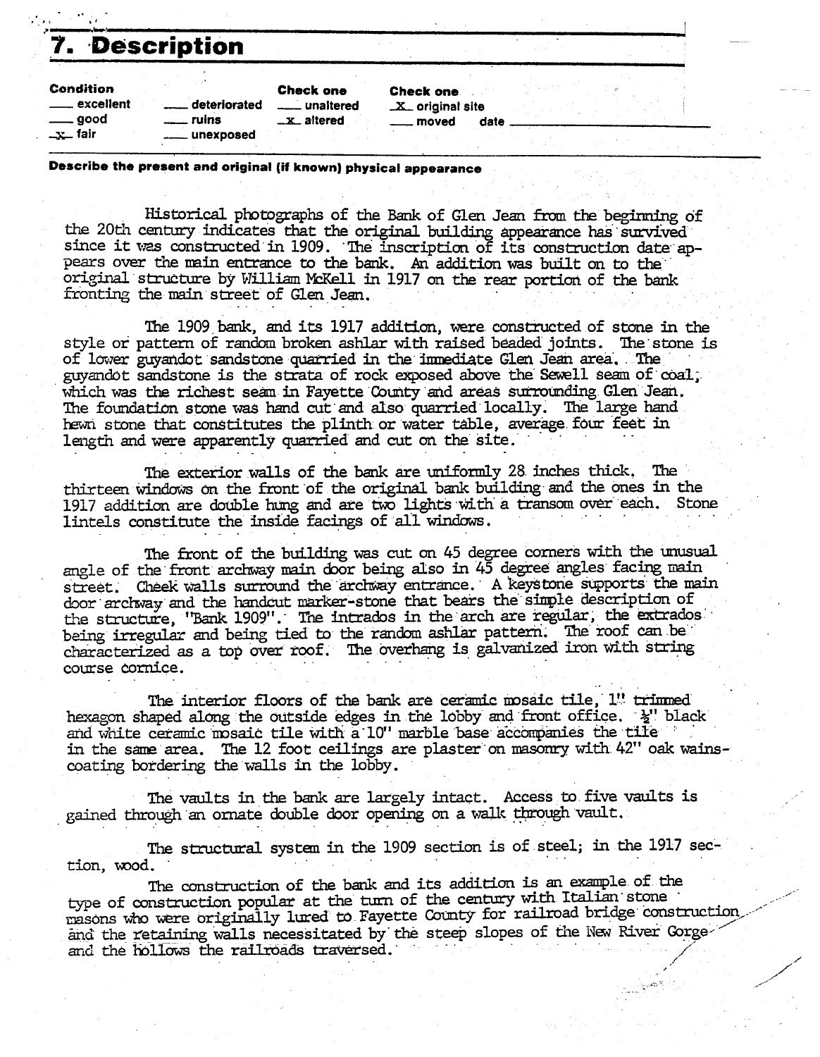# 7. Description

| Condition | | Check one | Check one |
|---|---|---|---|
| ___ excellent | ___ deteriorated | ___ unaltered | _X_ original site |
| ___ good | ___ ruins | _x_ altered | ___ moved date ___ |
| _x_ fair | ___ unexposed | | |

**Describe the present and original (if known) physical appearance**

Historical photographs of the Bank of Glen Jean from the beginning of the 20th century indicates that the original building appearance has survived since it was constructed in 1909. The inscription of its construction date appears over the main entrance to the bank. An addition was built on to the original structure by William McKell in 1917 on the rear portion of the bank fronting the main street of Glen Jean.

The 1909 bank, and its 1917 addition, were constructed of stone in the style or pattern of random broken ashlar with raised beaded joints. The stone is of lower guyandot sandstone quarried in the immediate Glen Jean area. The guyandot sandstone is the strata of rock exposed above the Sewell seam of coal, which was the richest seam in Fayette County and areas surrounding Glen Jean. The foundation stone was hand cut and also quarried locally. The large hand hewn stone that constitutes the plinth or water table, average four feet in length and were apparently quarried and cut on the site.

The exterior walls of the bank are uniformly 28 inches thick. The thirteen windows on the front of the original bank building and the ones in the 1917 addition are double hung and are two lights with a transom over each. Stone lintels constitute the inside facings of all windows.

The front of the building was cut on 45 degree corners with the unusual angle of the front archway main door being also in 45 degree angles facing main street. Cheek walls surround the archway entrance. A keystone supports the main door archway and the handcut marker-stone that bears the simple description of the structure, "Bank 1909". The intrados in the arch are regular, the extrados being irregular and being tied to the random ashlar pattern. The roof can be characterized as a top over roof. The overhang is galvanized iron with string course cornice.

The interior floors of the bank are ceramic mosaic tile, 1" trimmed hexagon shaped along the outside edges in the lobby and front office. ½" black and white ceramic mosaic tile with a 10" marble base accompanies the tile in the same area. The 12 foot ceilings are plaster on masonry with 42" oak wainscoating bordering the walls in the lobby.

The vaults in the bank are largely intact. Access to five vaults is gained through an ornate double door opening on a walk through vault.

The structural system in the 1909 section is of steel; in the 1917 section, wood.

The construction of the bank and its addition is an example of the type of construction popular at the turn of the century with Italian stone masons who were originally lured to Fayette County for railroad bridge construction and the retaining walls necessitated by the steep slopes of the New River Gorge and the hollows the railroads traversed.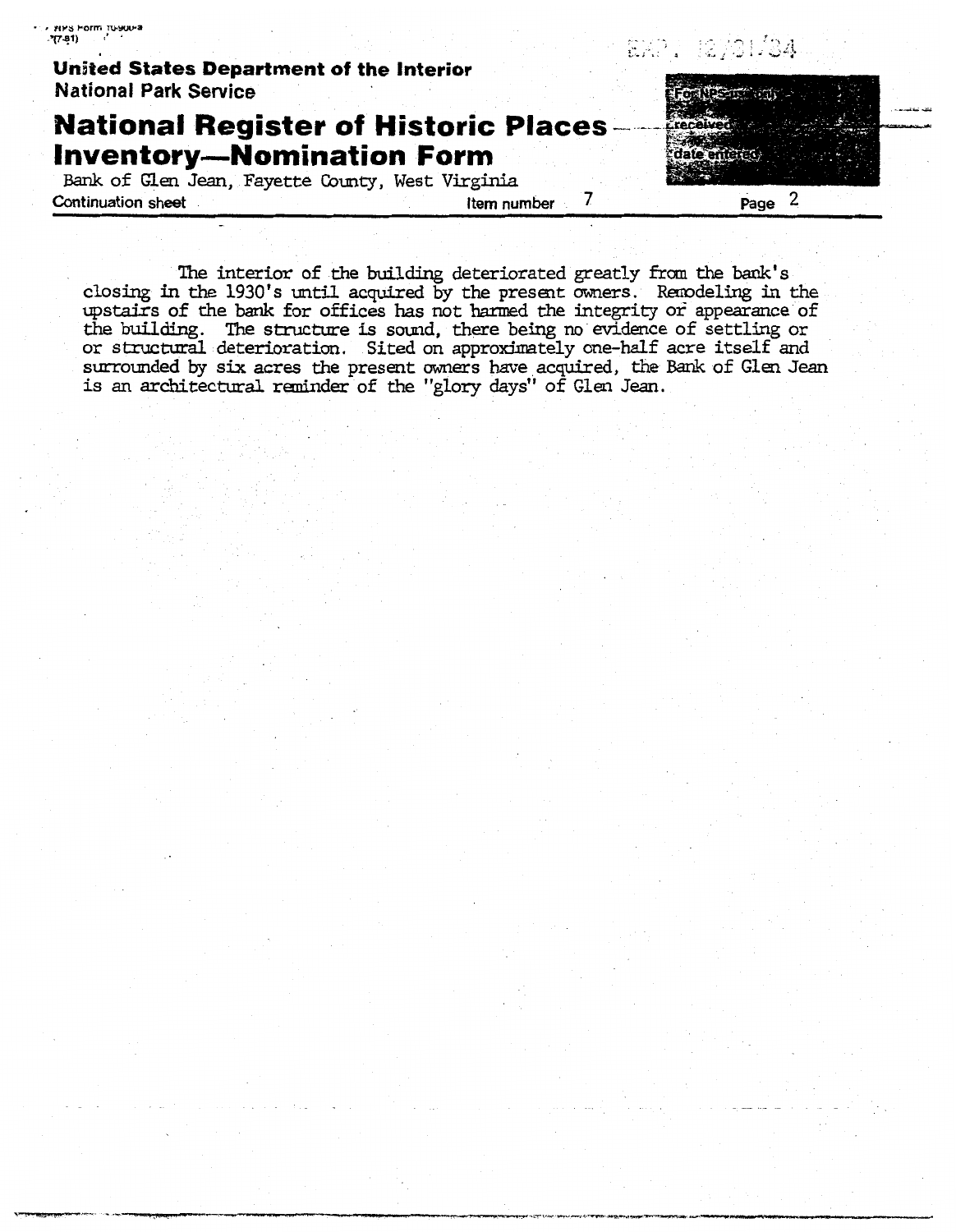**United States Department of the Interior**
**National Park Service**

# National Register of Historic Places Inventory—Nomination Form

Bank of Glen Jean, Fayette County, West Virginia

Continuation sheet — Item number 7 — Page 2

The interior of the building deteriorated greatly from the bank's closing in the 1930's until acquired by the present owners. Remodeling in the upstairs of the bank for offices has not harmed the integrity or appearance of the building. The structure is sound, there being no evidence of settling or or structural deterioration. Sited on approximately one-half acre itself and surrounded by six acres the present owners have acquired, the Bank of Glen Jean is an architectural reminder of the "glory days" of Glen Jean.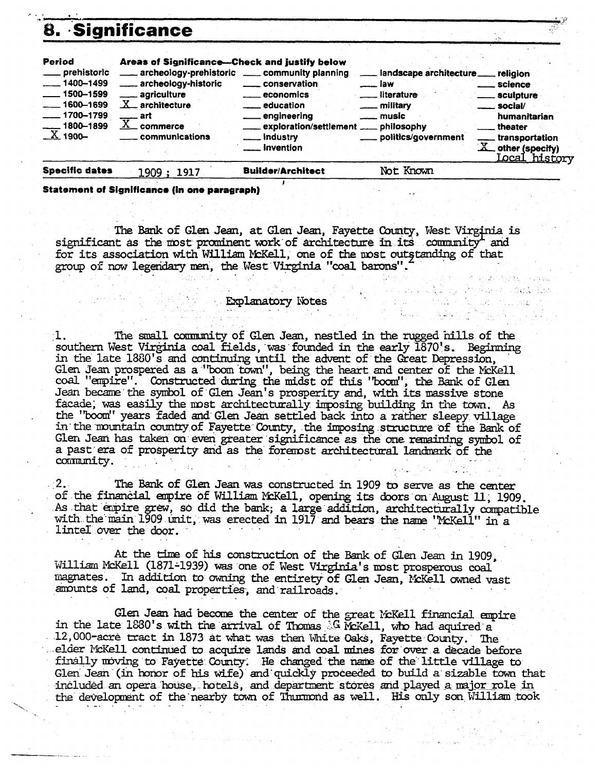## 8. Significance

| Period | Areas of Significance—Check and justify below | | | |
|---|---|---|---|---|
| ___ prehistoric | ___ archeology-prehistoric | ___ community planning | ___ landscape architecture | ___ religion |
| ___ 1400–1499 | ___ archeology-historic | ___ conservation | ___ law | ___ science |
| ___ 1500–1599 | ___ agriculture | ___ economics | ___ literature | ___ sculpture |
| ___ 1600–1699 | X architecture | ___ education | ___ military | ___ social/humanitarian |
| ___ 1700–1799 | ___ art | ___ engineering | ___ music | ___ theater |
| ___ 1800–1899 | X commerce | ___ exploration/settlement | ___ philosophy | ___ transportation |
| X 1900– | ___ communications | ___ industry | ___ politics/government | X other (specify) Local history |
| | | ___ invention | | |

**Specific dates** 1909 ; 1917 **Builder/Architect** Not Known

**Statement of Significance (in one paragraph)**

The Bank of Glen Jean, at Glen Jean, Fayette County, West Virginia is significant as the most prominent work of architecture in its community[1] and for its association with William McKell, one of the most outstanding of that group of now legendary men, the West Virginia "coal barons".[2]

Explanatory Notes

1. The small community of Glen Jean, nestled in the rugged hills of the southern West Virginia coal fields, was founded in the early 1870's. Beginning in the late 1880's and continuing until the advent of the Great Depression, Glen Jean prospered as a "boom town", being the heart and center of the McKell coal "empire". Constructed during the midst of this "boom", the Bank of Glen Jean became the symbol of Glen Jean's prosperity and, with its massive stone facade, was easily the most architecturally imposing building in the town. As the "boom" years faded and Glen Jean settled back into a rather sleepy village in the mountain country of Fayette County, the imposing structure of the Bank of Glen Jean has taken on even greater significance as the one remaining symbol of a past era of prosperity and as the foremost architectural landmark of the community.

2. The Bank of Glen Jean was constructed in 1909 to serve as the center of the financial empire of William McKell, opening its doors on August 11, 1909. As that empire grew, so did the bank; a large addition, architecturally compatible with the main 1909 unit, was erected in 1917 and bears the name "McKell" in a lintel over the door.

At the time of his construction of the Bank of Glen Jean in 1909, William McKell (1871-1939) was one of West Virginia's most prosperous coal magnates. In addition to owning the entirety of Glen Jean, McKell owned vast amounts of land, coal properties, and railroads.

Glen Jean had become the center of the great McKell financial empire in the late 1880's with the arrival of Thomas G McKell, who had aquired a 12,000-acre tract in 1873 at what was then White Oaks, Fayette County. The elder McKell continued to acquire lands and coal mines for over a decade before finally moving to Fayette County. He changed the name of the little village to Glen Jean (in honor of his wife) and quickly proceeded to build a sizable town that included an opera house, hotels, and department stores and played a major role in the development of the nearby town of Thurmond as well. His only son William took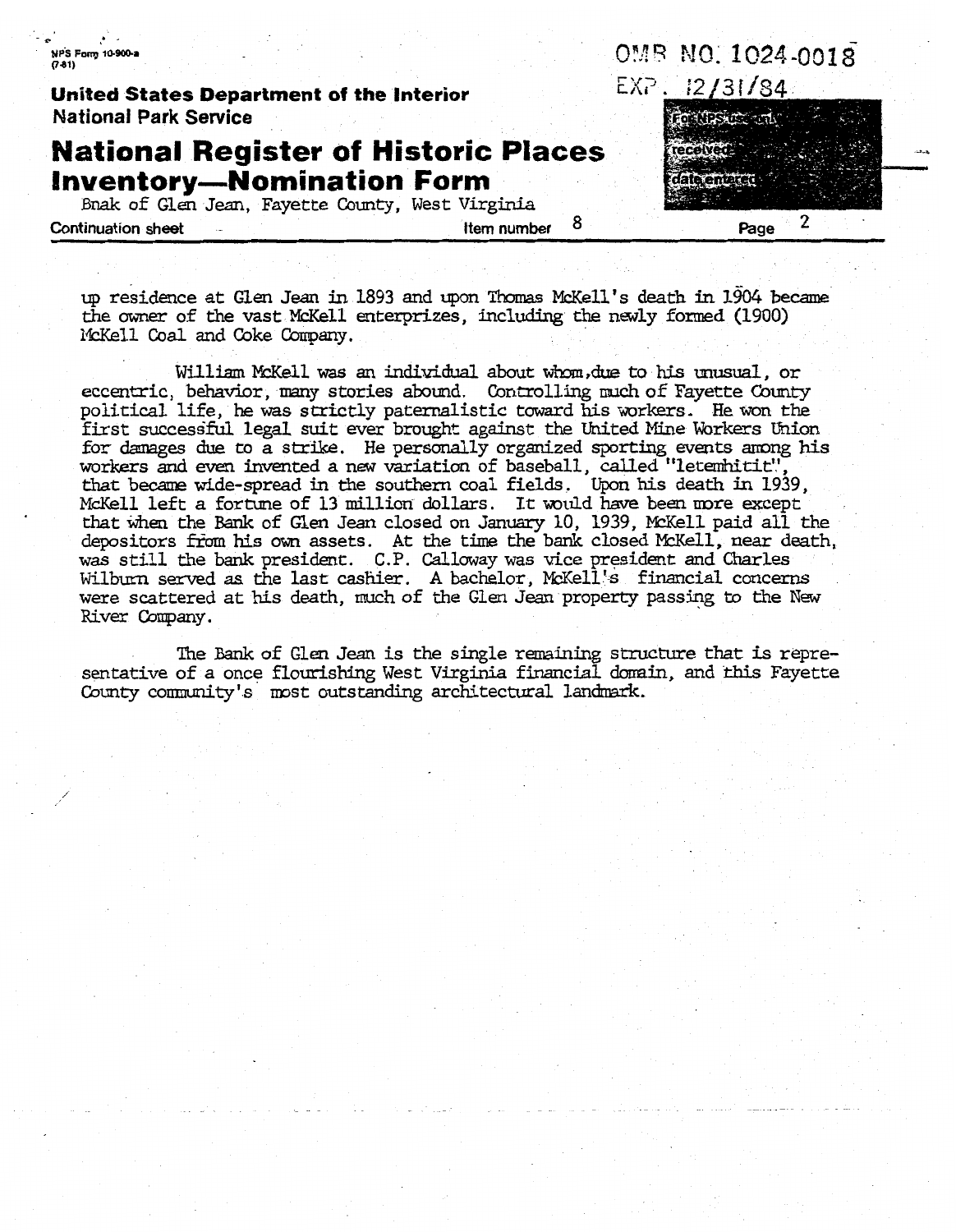up residence at Glen Jean in 1893 and upon Thomas McKell's death in 1904 became the owner of the vast McKell enterprizes, including the newly formed (1900) McKell Coal and Coke Company.

William McKell was an individual about whom, due to his unusual, or eccentric, behavior, many stories abound. Controlling much of Fayette County political life, he was strictly paternalistic toward his workers. He won the first successful legal suit ever brought against the United Mine Workers Union for damages due to a strike. He personally organized sporting events among his workers and even invented a new variation of baseball, called "letemhitit", that became wide-spread in the southern coal fields. Upon his death in 1939, McKell left a fortune of 13 million dollars. It would have been more except that when the Bank of Glen Jean closed on January 10, 1939, McKell paid all the depositors from his own assets. At the time the bank closed McKell, near death, was still the bank president. C.P. Calloway was vice president and Charles Wilburn served as the last cashier. A bachelor, McKell's financial concerns were scattered at his death, much of the Glen Jean property passing to the New River Company.

The Bank of Glen Jean is the single remaining structure that is representative of a once flourishing West Virginia financial domain, and this Fayette County community's most outstanding architectural landmark.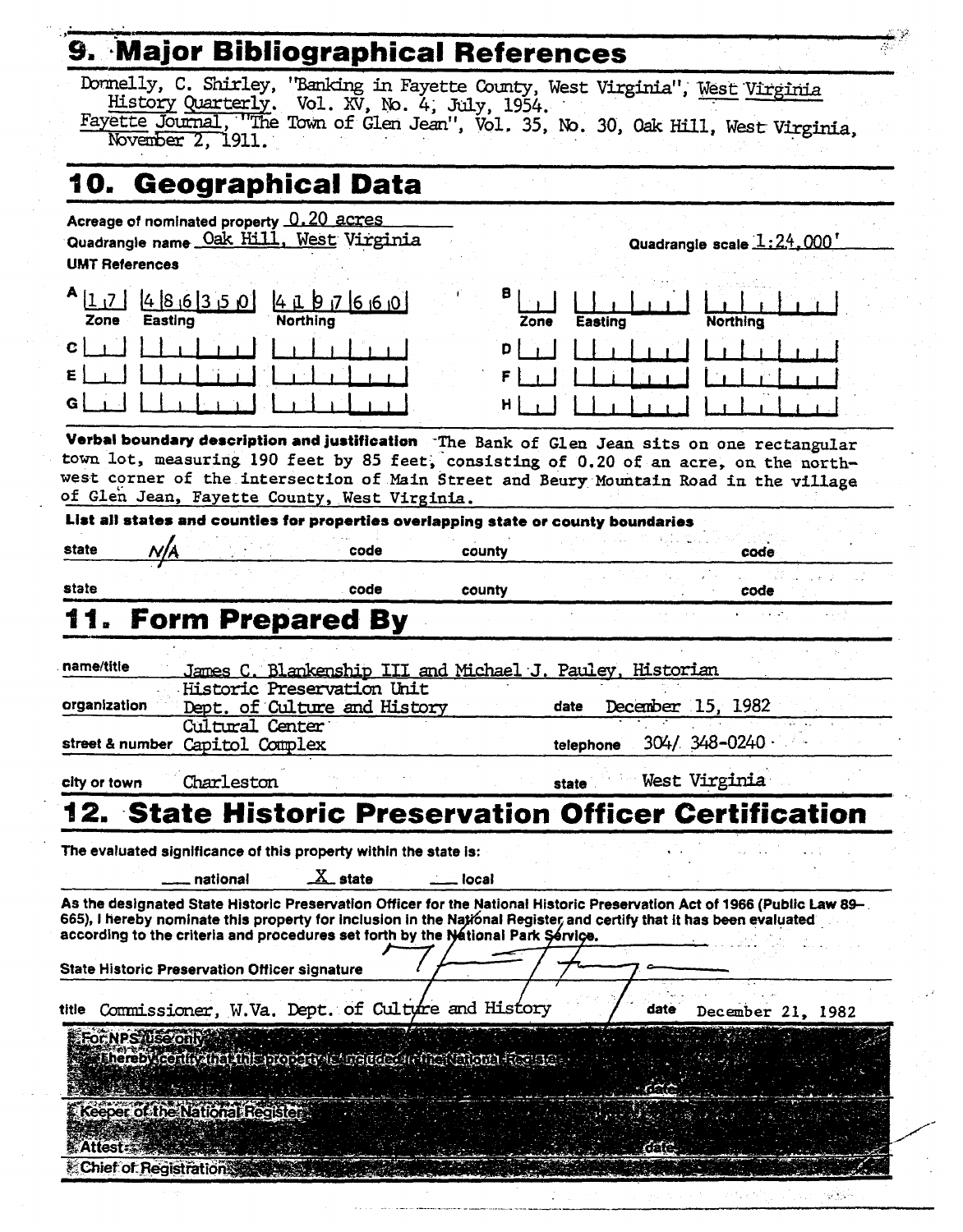## 9. Major Bibliographical References

Donnelly, C. Shirley, "Banking in Fayette County, West Virginia", West Virginia History Quarterly. Vol. XV, No. 4, July, 1954.

Fayette Journal, "The Town of Glen Jean", Vol. 35, No. 30, Oak Hill, West Virginia, November 2, 1911.

## 10. Geographical Data

Acreage of nominated property 0.20 acres

Quadrangle name Oak Hill, West Virginia

Quadrangle scale 1:24,000

UMT References

| | Zone | Easting | Northing | | Zone | Easting | Northing |
|---|---|---|---|---|---|---|---|
| A | 17 | 486350 | 4197660 | B | | | |
| C | | | | D | | | |
| E | | | | F | | | |
| G | | | | H | | | |

**Verbal boundary description and justification** The Bank of Glen Jean sits on one rectangular town lot, measuring 190 feet by 85 feet, consisting of 0.20 of an acre, on the north-west corner of the intersection of Main Street and Beury Mountain Road in the village of Glen Jean, Fayette County, West Virginia.

**List all states and counties for properties overlapping state or county boundaries**

| state | code | county | code |
|---|---|---|---|
| N/A | | | |
| | | | |

## 11. Form Prepared By

name/title James C. Blankenship III and Michael J. Pauley, Historian

organization Historic Preservation Unit, Dept. of Culture and History — date December 15, 1982

street & number Cultural Center, Capitol Complex — telephone 304/ 348-0240

city or town Charleston — state West Virginia

## 12. State Historic Preservation Officer Certification

The evaluated significance of this property within the state is:

___ national  X state  ___ local

As the designated State Historic Preservation Officer for the National Historic Preservation Act of 1966 (Public Law 89–665), I hereby nominate this property for inclusion in the National Register and certify that it has been evaluated according to the criteria and procedures set forth by the National Park Service.

State Historic Preservation Officer signature

title Commissioner, W.Va. Dept. of Culture and History — date December 21, 1982

For NPS use only

I hereby certify that this property is included in the National Register

date

Keeper of the National Register

Attest: date

Chief of Registration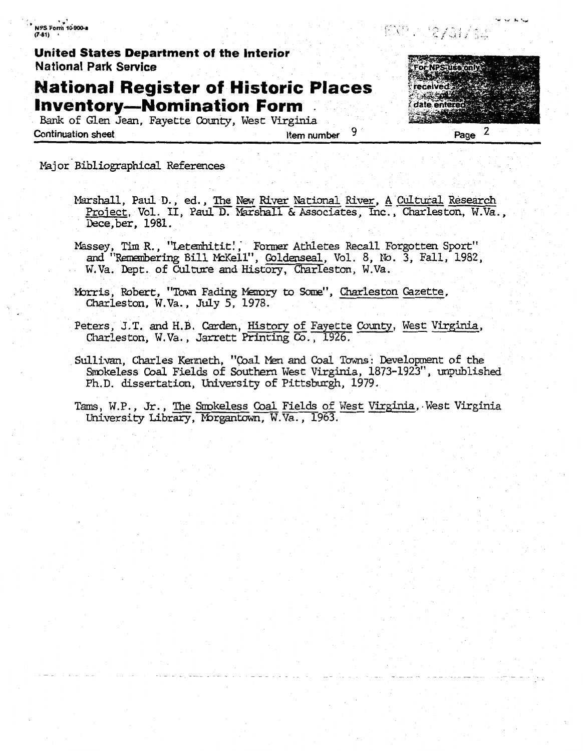NPS Form 10-900-a
(7-81)

**United States Department of the Interior**
**National Park Service**

# National Register of Historic Places Inventory—Nomination Form

Bank of Glen Jean, Fayette County, West Virginia

Continuation sheet — Item number 9 — Page 2

Major Bibliographical References

Marshall, Paul D., ed., The New River National River, A Cultural Research Project, Vol. II, Paul D. Marshall & Associates, Inc., Charleston, W.Va., Dece,ber, 1981.

Massey, Tim R., "Letemhitit!, Former Athletes Recall Forgotten Sport" and "Remembering Bill McKell", Goldenseal, Vol. 8, No. 3, Fall, 1982, W.Va. Dept. of Culture and History, Charleston, W.Va.

Morris, Robert, "Town Fading Memory to Some", Charleston Gazette, Charleston, W.Va., July 5, 1978.

Peters, J.T. and H.B. Carden, History of Fayette County, West Virginia, Charleston, W.Va., Jarrett Printing Co., 1926.

Sullivan, Charles Kenneth, "Coal Men and Coal Towns: Development of the Smokeless Coal Fields of Southern West Virginia, 1873-1923", unpublished Ph.D. dissertation, University of Pittsburgh, 1979.

Tams, W.P., Jr., The Smokeless Coal Fields of West Virginia, West Virginia University Library, Morgantown, W.Va., 1963.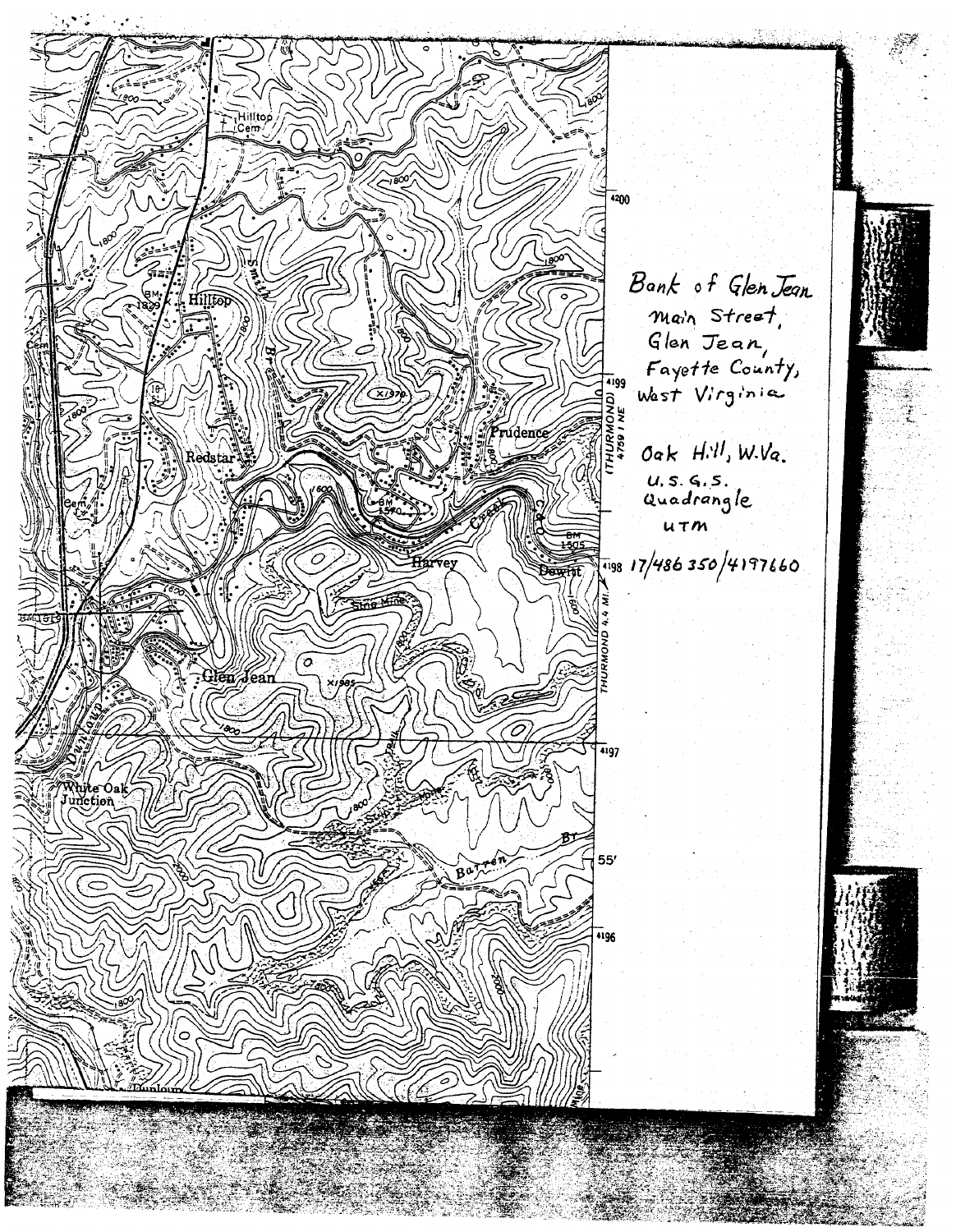Bank of Glen Jean
Main Street,
Glen Jean,
Fayette County,
West Virginia

Oak Hill, W.Va.
U.S.G.S.
Quadrangle
UTM

17/486 350/4197660